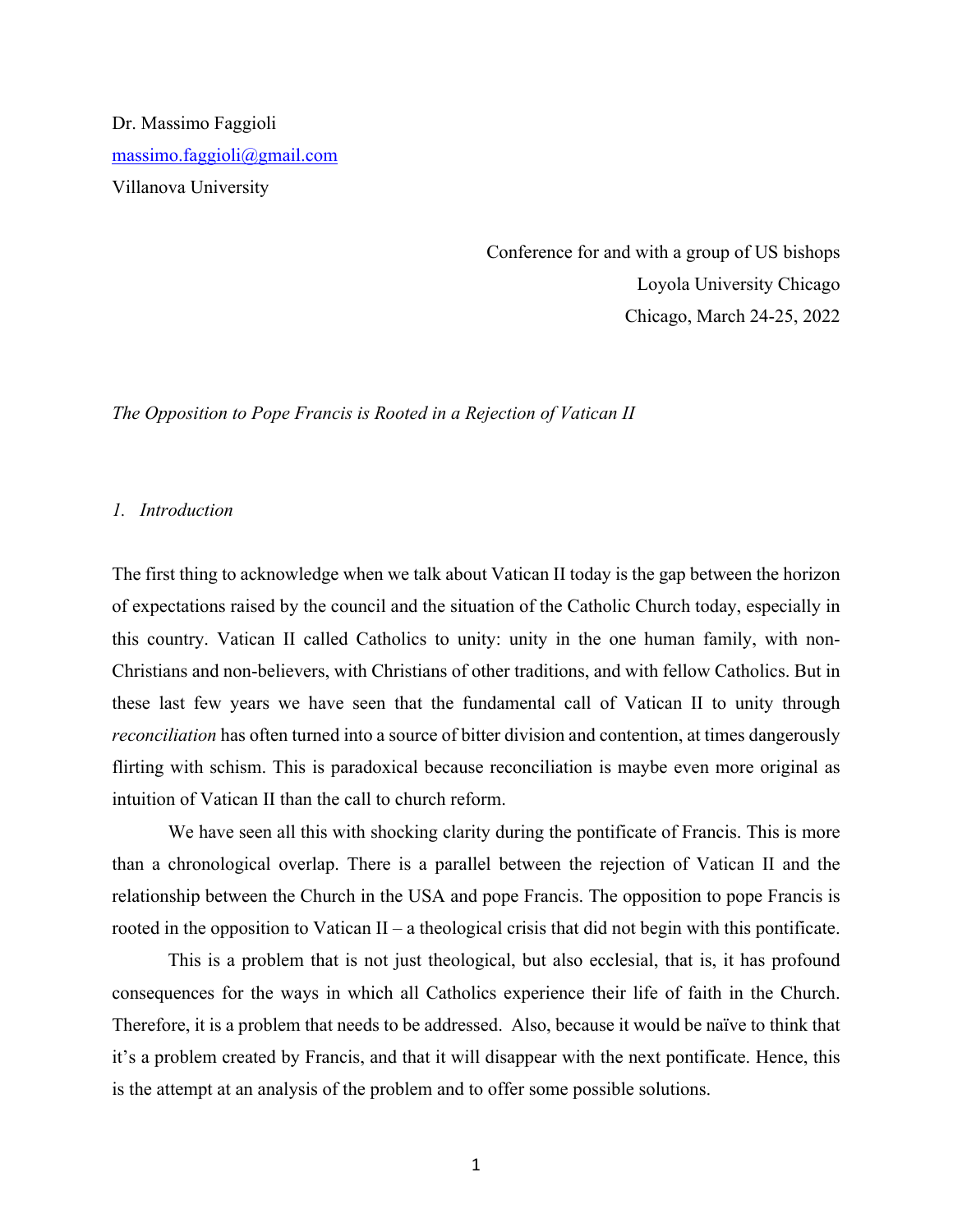Dr. Massimo Faggioli
massimo.faggioli@gmail.com
Villanova University

Conference for and with a group of US bishops
Loyola University Chicago
Chicago, March 24-25, 2022

*The Opposition to Pope Francis is Rooted in a Rejection of Vatican II*

## *1. Introduction*

The first thing to acknowledge when we talk about Vatican II today is the gap between the horizon of expectations raised by the council and the situation of the Catholic Church today, especially in this country. Vatican II called Catholics to unity: unity in the one human family, with non-Christians and non-believers, with Christians of other traditions, and with fellow Catholics. But in these last few years we have seen that the fundamental call of Vatican II to unity through *reconciliation* has often turned into a source of bitter division and contention, at times dangerously flirting with schism. This is paradoxical because reconciliation is maybe even more original as intuition of Vatican II than the call to church reform.

We have seen all this with shocking clarity during the pontificate of Francis. This is more than a chronological overlap. There is a parallel between the rejection of Vatican II and the relationship between the Church in the USA and pope Francis. The opposition to pope Francis is rooted in the opposition to Vatican II – a theological crisis that did not begin with this pontificate.

This is a problem that is not just theological, but also ecclesial, that is, it has profound consequences for the ways in which all Catholics experience their life of faith in the Church. Therefore, it is a problem that needs to be addressed. Also, because it would be naïve to think that it's a problem created by Francis, and that it will disappear with the next pontificate. Hence, this is the attempt at an analysis of the problem and to offer some possible solutions.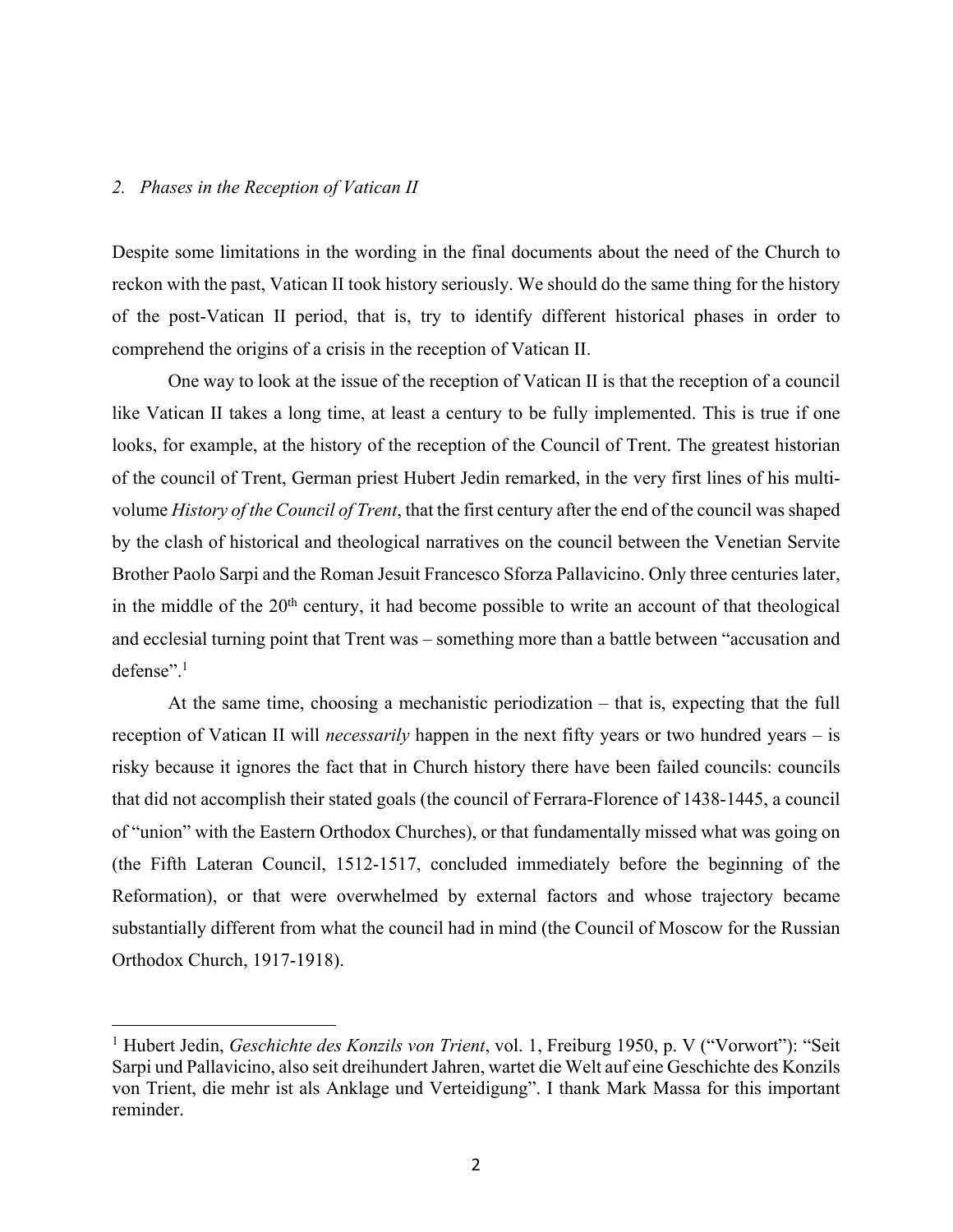## *2. Phases in the Reception of Vatican II*

Despite some limitations in the wording in the final documents about the need of the Church to reckon with the past, Vatican II took history seriously. We should do the same thing for the history of the post-Vatican II period, that is, try to identify different historical phases in order to comprehend the origins of a crisis in the reception of Vatican II.

One way to look at the issue of the reception of Vatican II is that the reception of a council like Vatican II takes a long time, at least a century to be fully implemented. This is true if one looks, for example, at the history of the reception of the Council of Trent. The greatest historian of the council of Trent, German priest Hubert Jedin remarked, in the very first lines of his multi-volume *History of the Council of Trent*, that the first century after the end of the council was shaped by the clash of historical and theological narratives on the council between the Venetian Servite Brother Paolo Sarpi and the Roman Jesuit Francesco Sforza Pallavicino. Only three centuries later, in the middle of the 20th century, it had become possible to write an account of that theological and ecclesial turning point that Trent was – something more than a battle between "accusation and defense".[1]

At the same time, choosing a mechanistic periodization – that is, expecting that the full reception of Vatican II will *necessarily* happen in the next fifty years or two hundred years – is risky because it ignores the fact that in Church history there have been failed councils: councils that did not accomplish their stated goals (the council of Ferrara-Florence of 1438-1445, a council of "union" with the Eastern Orthodox Churches), or that fundamentally missed what was going on (the Fifth Lateran Council, 1512-1517, concluded immediately before the beginning of the Reformation), or that were overwhelmed by external factors and whose trajectory became substantially different from what the council had in mind (the Council of Moscow for the Russian Orthodox Church, 1917-1918).

---

[1] Hubert Jedin, *Geschichte des Konzils von Trient*, vol. 1, Freiburg 1950, p. V ("Vorwort"): "Seit Sarpi und Pallavicino, also seit dreihundert Jahren, wartet die Welt auf eine Geschichte des Konzils von Trient, die mehr ist als Anklage und Verteidigung". I thank Mark Massa for this important reminder.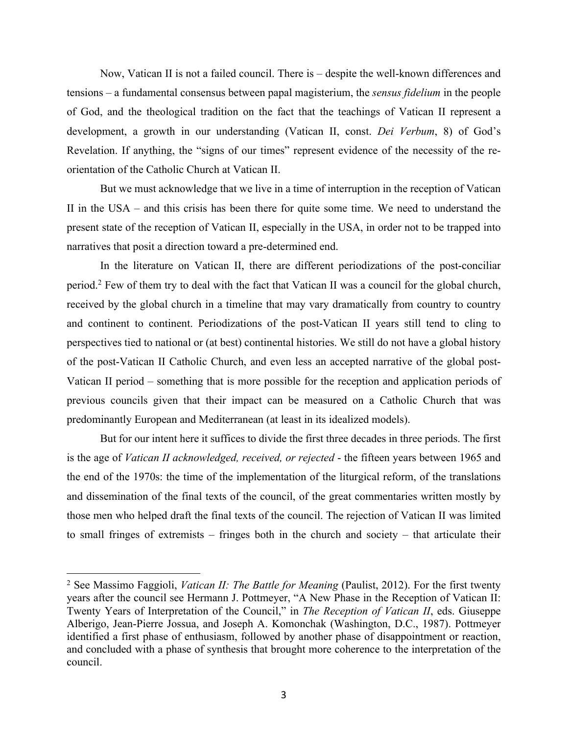Now, Vatican II is not a failed council. There is – despite the well-known differences and tensions – a fundamental consensus between papal magisterium, the *sensus fidelium* in the people of God, and the theological tradition on the fact that the teachings of Vatican II represent a development, a growth in our understanding (Vatican II, const. *Dei Verbum*, 8) of God's Revelation. If anything, the "signs of our times" represent evidence of the necessity of the re-orientation of the Catholic Church at Vatican II.

But we must acknowledge that we live in a time of interruption in the reception of Vatican II in the USA – and this crisis has been there for quite some time. We need to understand the present state of the reception of Vatican II, especially in the USA, in order not to be trapped into narratives that posit a direction toward a pre-determined end.

In the literature on Vatican II, there are different periodizations of the post-conciliar period.[2] Few of them try to deal with the fact that Vatican II was a council for the global church, received by the global church in a timeline that may vary dramatically from country to country and continent to continent. Periodizations of the post-Vatican II years still tend to cling to perspectives tied to national or (at best) continental histories. We still do not have a global history of the post-Vatican II Catholic Church, and even less an accepted narrative of the global post-Vatican II period – something that is more possible for the reception and application periods of previous councils given that their impact can be measured on a Catholic Church that was predominantly European and Mediterranean (at least in its idealized models).

But for our intent here it suffices to divide the first three decades in three periods. The first is the age of *Vatican II acknowledged, received, or rejected* - the fifteen years between 1965 and the end of the 1970s: the time of the implementation of the liturgical reform, of the translations and dissemination of the final texts of the council, of the great commentaries written mostly by those men who helped draft the final texts of the council. The rejection of Vatican II was limited to small fringes of extremists – fringes both in the church and society – that articulate their

---

[2] See Massimo Faggioli, *Vatican II: The Battle for Meaning* (Paulist, 2012). For the first twenty years after the council see Hermann J. Pottmeyer, "A New Phase in the Reception of Vatican II: Twenty Years of Interpretation of the Council," in *The Reception of Vatican II*, eds. Giuseppe Alberigo, Jean-Pierre Jossua, and Joseph A. Komonchak (Washington, D.C., 1987). Pottmeyer identified a first phase of enthusiasm, followed by another phase of disappointment or reaction, and concluded with a phase of synthesis that brought more coherence to the interpretation of the council.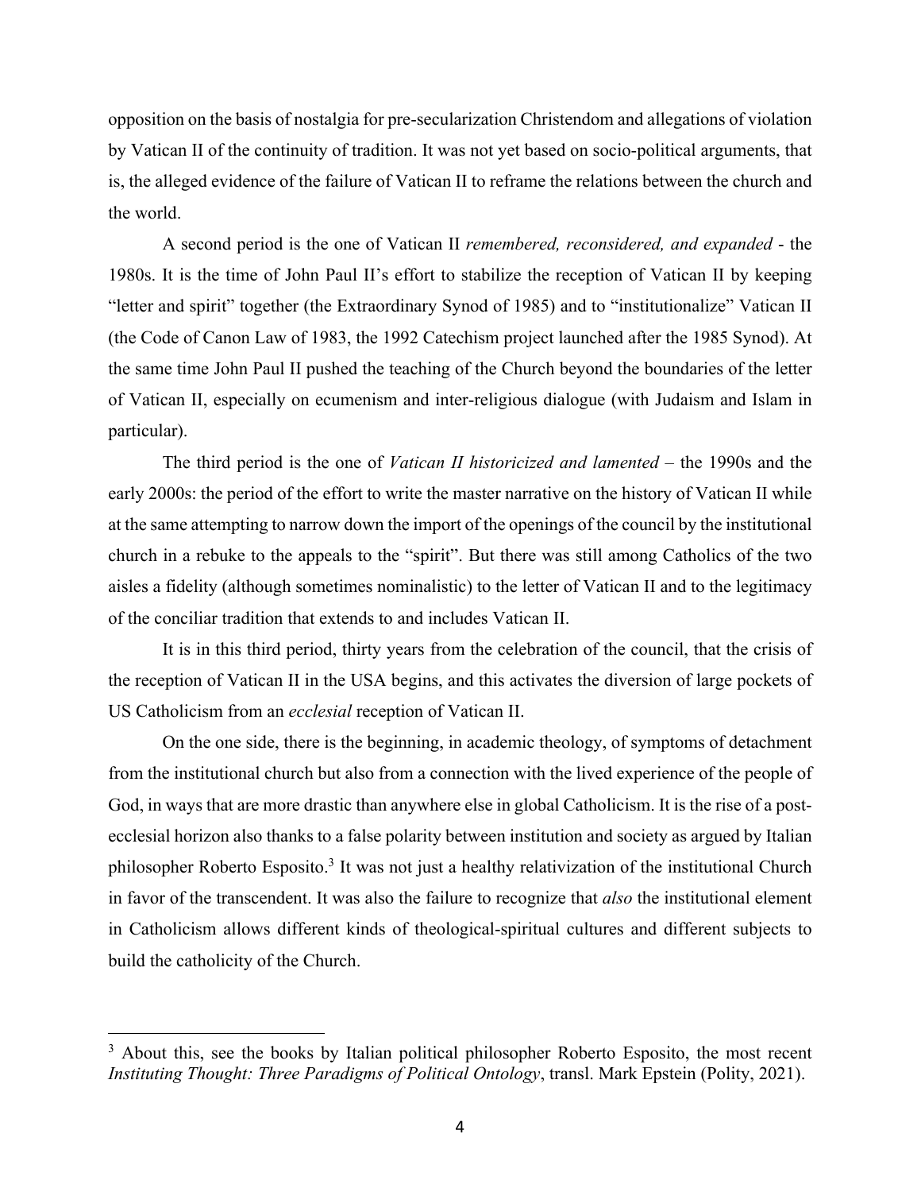opposition on the basis of nostalgia for pre-secularization Christendom and allegations of violation by Vatican II of the continuity of tradition. It was not yet based on socio-political arguments, that is, the alleged evidence of the failure of Vatican II to reframe the relations between the church and the world.

A second period is the one of Vatican II *remembered, reconsidered, and expanded* - the 1980s. It is the time of John Paul II's effort to stabilize the reception of Vatican II by keeping "letter and spirit" together (the Extraordinary Synod of 1985) and to "institutionalize" Vatican II (the Code of Canon Law of 1983, the 1992 Catechism project launched after the 1985 Synod). At the same time John Paul II pushed the teaching of the Church beyond the boundaries of the letter of Vatican II, especially on ecumenism and inter-religious dialogue (with Judaism and Islam in particular).

The third period is the one of *Vatican II historicized and lamented* – the 1990s and the early 2000s: the period of the effort to write the master narrative on the history of Vatican II while at the same attempting to narrow down the import of the openings of the council by the institutional church in a rebuke to the appeals to the "spirit". But there was still among Catholics of the two aisles a fidelity (although sometimes nominalistic) to the letter of Vatican II and to the legitimacy of the conciliar tradition that extends to and includes Vatican II.

It is in this third period, thirty years from the celebration of the council, that the crisis of the reception of Vatican II in the USA begins, and this activates the diversion of large pockets of US Catholicism from an *ecclesial* reception of Vatican II.

On the one side, there is the beginning, in academic theology, of symptoms of detachment from the institutional church but also from a connection with the lived experience of the people of God, in ways that are more drastic than anywhere else in global Catholicism. It is the rise of a post-ecclesial horizon also thanks to a false polarity between institution and society as argued by Italian philosopher Roberto Esposito.[3] It was not just a healthy relativization of the institutional Church in favor of the transcendent. It was also the failure to recognize that *also* the institutional element in Catholicism allows different kinds of theological-spiritual cultures and different subjects to build the catholicity of the Church.

[3] About this, see the books by Italian political philosopher Roberto Esposito, the most recent *Instituting Thought: Three Paradigms of Political Ontology*, transl. Mark Epstein (Polity, 2021).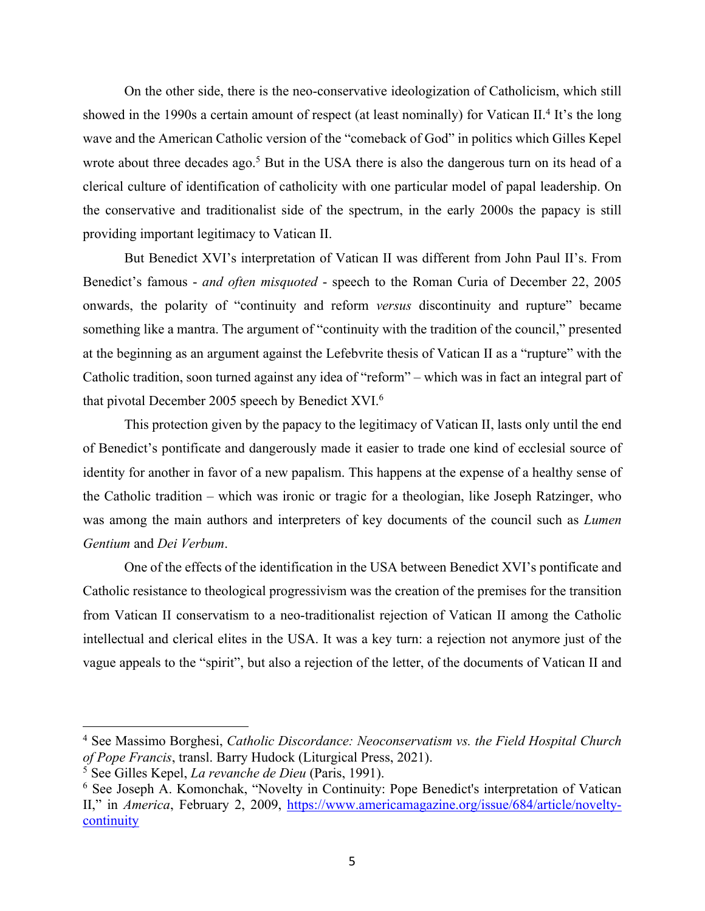On the other side, there is the neo-conservative ideologization of Catholicism, which still showed in the 1990s a certain amount of respect (at least nominally) for Vatican II.[4] It's the long wave and the American Catholic version of the "comeback of God" in politics which Gilles Kepel wrote about three decades ago.[5] But in the USA there is also the dangerous turn on its head of a clerical culture of identification of catholicity with one particular model of papal leadership. On the conservative and traditionalist side of the spectrum, in the early 2000s the papacy is still providing important legitimacy to Vatican II.

But Benedict XVI's interpretation of Vatican II was different from John Paul II's. From Benedict's famous - *and often misquoted* - speech to the Roman Curia of December 22, 2005 onwards, the polarity of "continuity and reform *versus* discontinuity and rupture" became something like a mantra. The argument of "continuity with the tradition of the council," presented at the beginning as an argument against the Lefebvrite thesis of Vatican II as a "rupture" with the Catholic tradition, soon turned against any idea of "reform" – which was in fact an integral part of that pivotal December 2005 speech by Benedict XVI.[6]

This protection given by the papacy to the legitimacy of Vatican II, lasts only until the end of Benedict's pontificate and dangerously made it easier to trade one kind of ecclesial source of identity for another in favor of a new papalism. This happens at the expense of a healthy sense of the Catholic tradition – which was ironic or tragic for a theologian, like Joseph Ratzinger, who was among the main authors and interpreters of key documents of the council such as *Lumen Gentium* and *Dei Verbum*.

One of the effects of the identification in the USA between Benedict XVI's pontificate and Catholic resistance to theological progressivism was the creation of the premises for the transition from Vatican II conservatism to a neo-traditionalist rejection of Vatican II among the Catholic intellectual and clerical elites in the USA. It was a key turn: a rejection not anymore just of the vague appeals to the "spirit", but also a rejection of the letter, of the documents of Vatican II and

---

[4] See Massimo Borghesi, *Catholic Discordance: Neoconservatism vs. the Field Hospital Church of Pope Francis*, transl. Barry Hudock (Liturgical Press, 2021).

[5] See Gilles Kepel, *La revanche de Dieu* (Paris, 1991).

[6] See Joseph A. Komonchak, "Novelty in Continuity: Pope Benedict's interpretation of Vatican II," in *America*, February 2, 2009, https://www.americamagazine.org/issue/684/article/novelty-continuity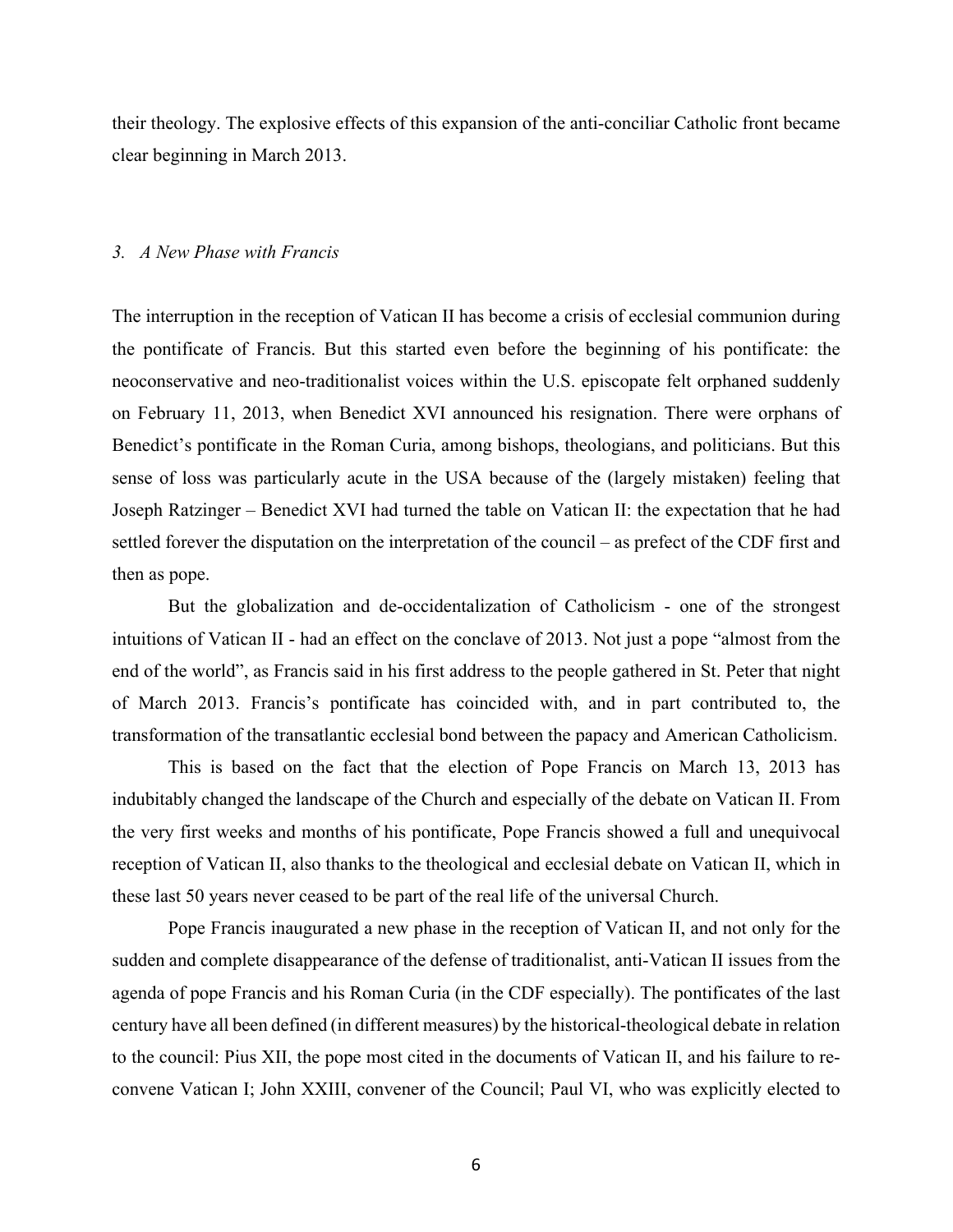their theology. The explosive effects of this expansion of the anti-conciliar Catholic front became clear beginning in March 2013.

### *3. A New Phase with Francis*

The interruption in the reception of Vatican II has become a crisis of ecclesial communion during the pontificate of Francis. But this started even before the beginning of his pontificate: the neoconservative and neo-traditionalist voices within the U.S. episcopate felt orphaned suddenly on February 11, 2013, when Benedict XVI announced his resignation. There were orphans of Benedict's pontificate in the Roman Curia, among bishops, theologians, and politicians. But this sense of loss was particularly acute in the USA because of the (largely mistaken) feeling that Joseph Ratzinger – Benedict XVI had turned the table on Vatican II: the expectation that he had settled forever the disputation on the interpretation of the council – as prefect of the CDF first and then as pope.

But the globalization and de-occidentalization of Catholicism - one of the strongest intuitions of Vatican II - had an effect on the conclave of 2013. Not just a pope "almost from the end of the world", as Francis said in his first address to the people gathered in St. Peter that night of March 2013. Francis's pontificate has coincided with, and in part contributed to, the transformation of the transatlantic ecclesial bond between the papacy and American Catholicism.

This is based on the fact that the election of Pope Francis on March 13, 2013 has indubitably changed the landscape of the Church and especially of the debate on Vatican II. From the very first weeks and months of his pontificate, Pope Francis showed a full and unequivocal reception of Vatican II, also thanks to the theological and ecclesial debate on Vatican II, which in these last 50 years never ceased to be part of the real life of the universal Church.

Pope Francis inaugurated a new phase in the reception of Vatican II, and not only for the sudden and complete disappearance of the defense of traditionalist, anti-Vatican II issues from the agenda of pope Francis and his Roman Curia (in the CDF especially). The pontificates of the last century have all been defined (in different measures) by the historical-theological debate in relation to the council: Pius XII, the pope most cited in the documents of Vatican II, and his failure to re-convene Vatican I; John XXIII, convener of the Council; Paul VI, who was explicitly elected to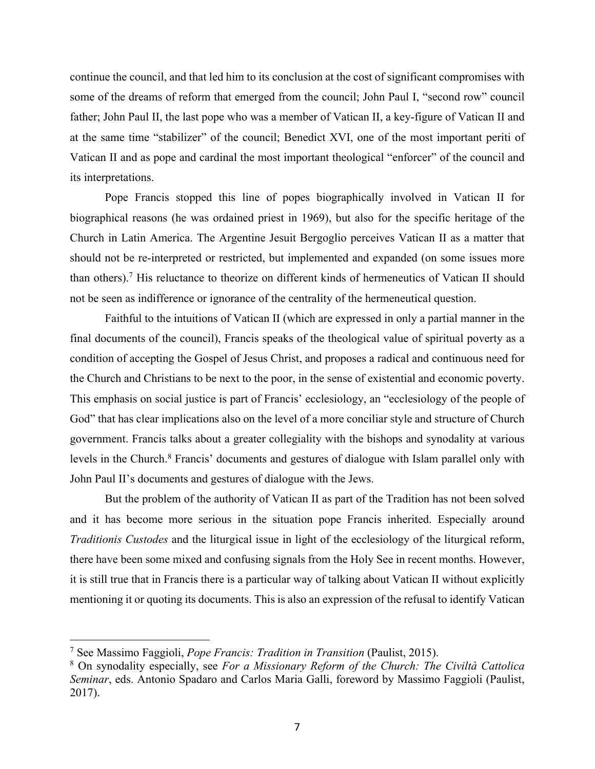continue the council, and that led him to its conclusion at the cost of significant compromises with some of the dreams of reform that emerged from the council; John Paul I, "second row" council father; John Paul II, the last pope who was a member of Vatican II, a key-figure of Vatican II and at the same time "stabilizer" of the council; Benedict XVI, one of the most important periti of Vatican II and as pope and cardinal the most important theological "enforcer" of the council and its interpretations.

Pope Francis stopped this line of popes biographically involved in Vatican II for biographical reasons (he was ordained priest in 1969), but also for the specific heritage of the Church in Latin America. The Argentine Jesuit Bergoglio perceives Vatican II as a matter that should not be re-interpreted or restricted, but implemented and expanded (on some issues more than others).[7] His reluctance to theorize on different kinds of hermeneutics of Vatican II should not be seen as indifference or ignorance of the centrality of the hermeneutical question.

Faithful to the intuitions of Vatican II (which are expressed in only a partial manner in the final documents of the council), Francis speaks of the theological value of spiritual poverty as a condition of accepting the Gospel of Jesus Christ, and proposes a radical and continuous need for the Church and Christians to be next to the poor, in the sense of existential and economic poverty. This emphasis on social justice is part of Francis' ecclesiology, an "ecclesiology of the people of God" that has clear implications also on the level of a more conciliar style and structure of Church government. Francis talks about a greater collegiality with the bishops and synodality at various levels in the Church.[8] Francis' documents and gestures of dialogue with Islam parallel only with John Paul II's documents and gestures of dialogue with the Jews.

But the problem of the authority of Vatican II as part of the Tradition has not been solved and it has become more serious in the situation pope Francis inherited. Especially around *Traditionis Custodes* and the liturgical issue in light of the ecclesiology of the liturgical reform, there have been some mixed and confusing signals from the Holy See in recent months. However, it is still true that in Francis there is a particular way of talking about Vatican II without explicitly mentioning it or quoting its documents. This is also an expression of the refusal to identify Vatican

---

[7] See Massimo Faggioli, *Pope Francis: Tradition in Transition* (Paulist, 2015).

[8] On synodality especially, see *For a Missionary Reform of the Church: The Civiltà Cattolica Seminar*, eds. Antonio Spadaro and Carlos Maria Galli, foreword by Massimo Faggioli (Paulist, 2017).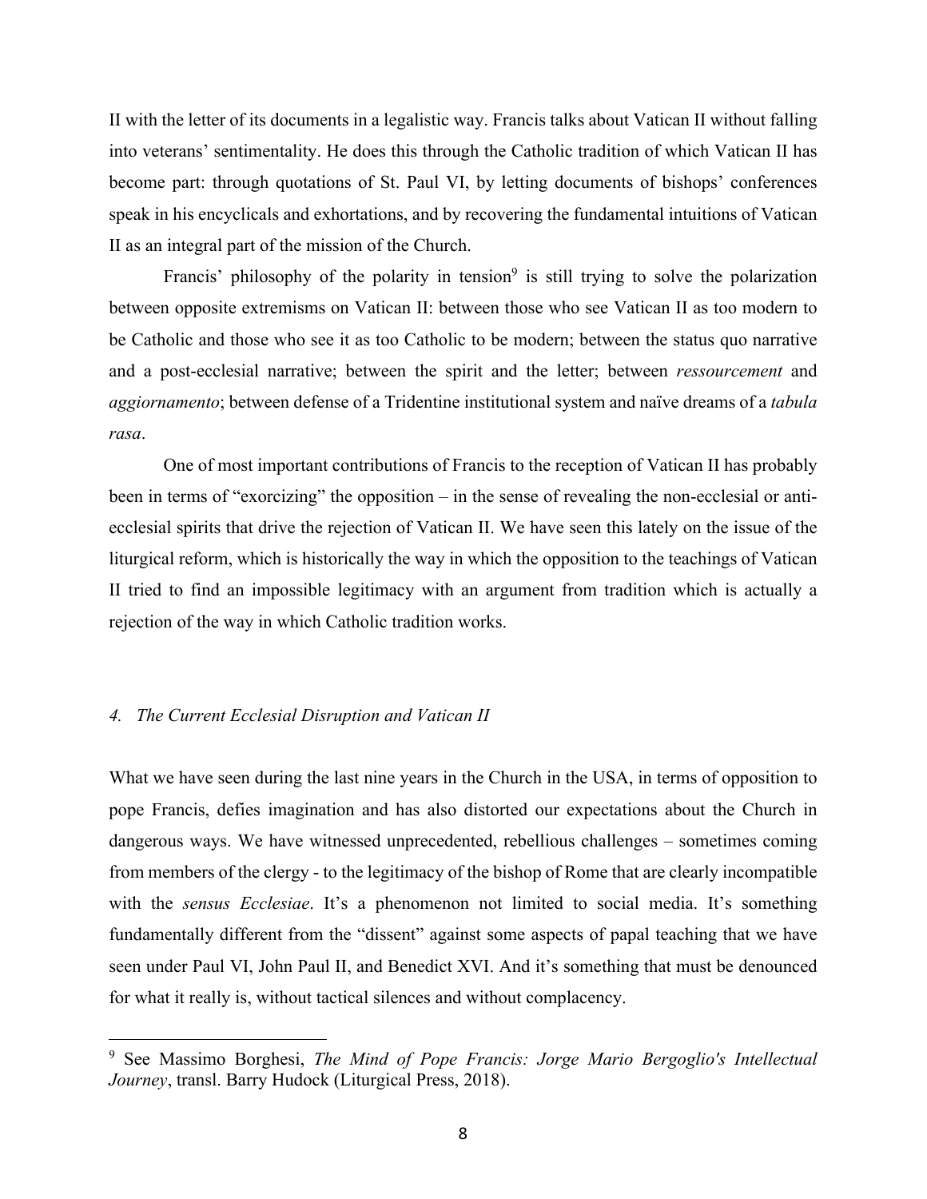II with the letter of its documents in a legalistic way. Francis talks about Vatican II without falling into veterans' sentimentality. He does this through the Catholic tradition of which Vatican II has become part: through quotations of St. Paul VI, by letting documents of bishops' conferences speak in his encyclicals and exhortations, and by recovering the fundamental intuitions of Vatican II as an integral part of the mission of the Church.

Francis' philosophy of the polarity in tension[9] is still trying to solve the polarization between opposite extremisms on Vatican II: between those who see Vatican II as too modern to be Catholic and those who see it as too Catholic to be modern; between the status quo narrative and a post-ecclesial narrative; between the spirit and the letter; between *ressourcement* and *aggiornamento*; between defense of a Tridentine institutional system and naïve dreams of a *tabula rasa*.

One of most important contributions of Francis to the reception of Vatican II has probably been in terms of "exorcizing" the opposition – in the sense of revealing the non-ecclesial or anti-ecclesial spirits that drive the rejection of Vatican II. We have seen this lately on the issue of the liturgical reform, which is historically the way in which the opposition to the teachings of Vatican II tried to find an impossible legitimacy with an argument from tradition which is actually a rejection of the way in which Catholic tradition works.

### *4. The Current Ecclesial Disruption and Vatican II*

What we have seen during the last nine years in the Church in the USA, in terms of opposition to pope Francis, defies imagination and has also distorted our expectations about the Church in dangerous ways. We have witnessed unprecedented, rebellious challenges – sometimes coming from members of the clergy - to the legitimacy of the bishop of Rome that are clearly incompatible with the *sensus Ecclesiae*. It's a phenomenon not limited to social media. It's something fundamentally different from the "dissent" against some aspects of papal teaching that we have seen under Paul VI, John Paul II, and Benedict XVI. And it's something that must be denounced for what it really is, without tactical silences and without complacency.

---

[9] See Massimo Borghesi, *The Mind of Pope Francis: Jorge Mario Bergoglio's Intellectual Journey*, transl. Barry Hudock (Liturgical Press, 2018).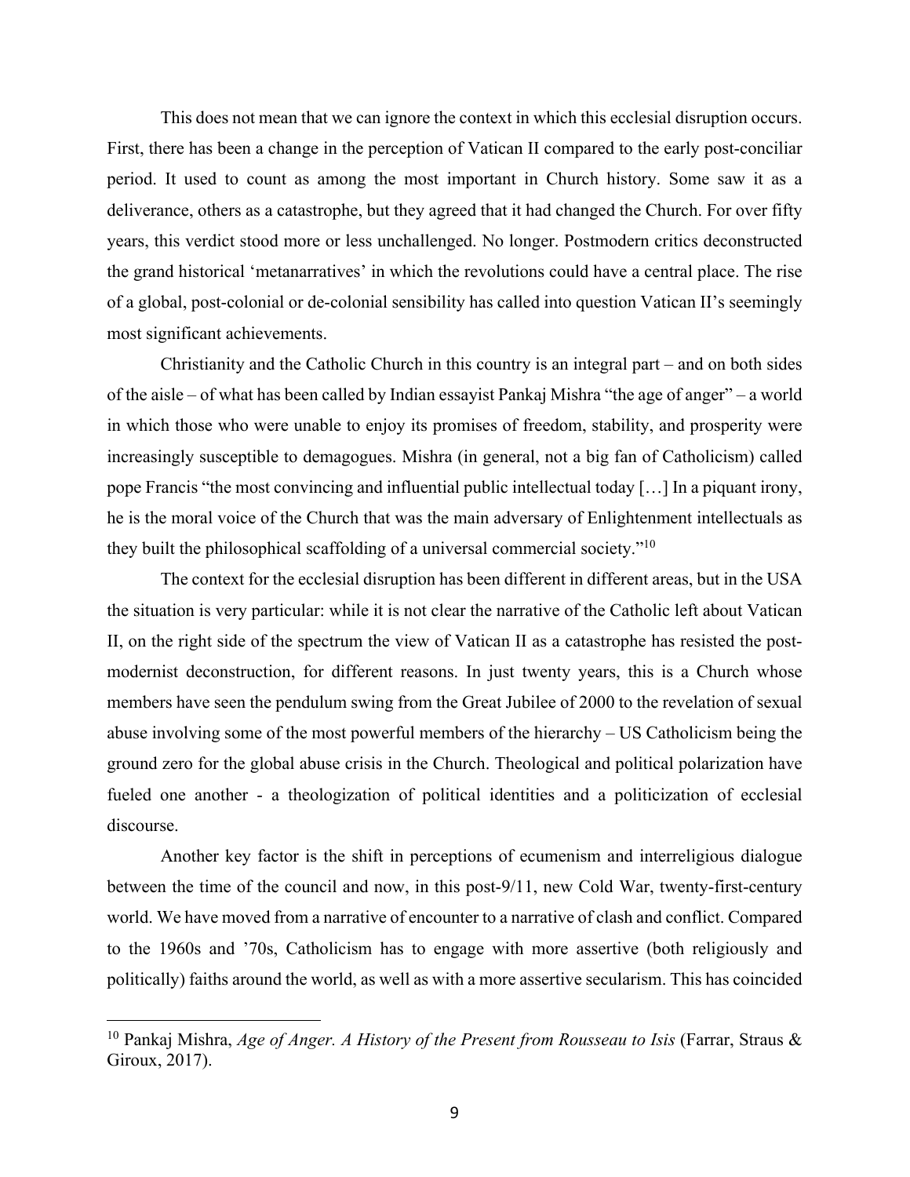This does not mean that we can ignore the context in which this ecclesial disruption occurs. First, there has been a change in the perception of Vatican II compared to the early post-conciliar period. It used to count as among the most important in Church history. Some saw it as a deliverance, others as a catastrophe, but they agreed that it had changed the Church. For over fifty years, this verdict stood more or less unchallenged. No longer. Postmodern critics deconstructed the grand historical 'metanarratives' in which the revolutions could have a central place. The rise of a global, post-colonial or de-colonial sensibility has called into question Vatican II's seemingly most significant achievements.

Christianity and the Catholic Church in this country is an integral part – and on both sides of the aisle – of what has been called by Indian essayist Pankaj Mishra "the age of anger" – a world in which those who were unable to enjoy its promises of freedom, stability, and prosperity were increasingly susceptible to demagogues. Mishra (in general, not a big fan of Catholicism) called pope Francis "the most convincing and influential public intellectual today […] In a piquant irony, he is the moral voice of the Church that was the main adversary of Enlightenment intellectuals as they built the philosophical scaffolding of a universal commercial society."[10]

The context for the ecclesial disruption has been different in different areas, but in the USA the situation is very particular: while it is not clear the narrative of the Catholic left about Vatican II, on the right side of the spectrum the view of Vatican II as a catastrophe has resisted the post-modernist deconstruction, for different reasons. In just twenty years, this is a Church whose members have seen the pendulum swing from the Great Jubilee of 2000 to the revelation of sexual abuse involving some of the most powerful members of the hierarchy – US Catholicism being the ground zero for the global abuse crisis in the Church. Theological and political polarization have fueled one another - a theologization of political identities and a politicization of ecclesial discourse.

Another key factor is the shift in perceptions of ecumenism and interreligious dialogue between the time of the council and now, in this post-9/11, new Cold War, twenty-first-century world. We have moved from a narrative of encounter to a narrative of clash and conflict. Compared to the 1960s and '70s, Catholicism has to engage with more assertive (both religiously and politically) faiths around the world, as well as with a more assertive secularism. This has coincided

---

[10] Pankaj Mishra, *Age of Anger. A History of the Present from Rousseau to Isis* (Farrar, Straus & Giroux, 2017).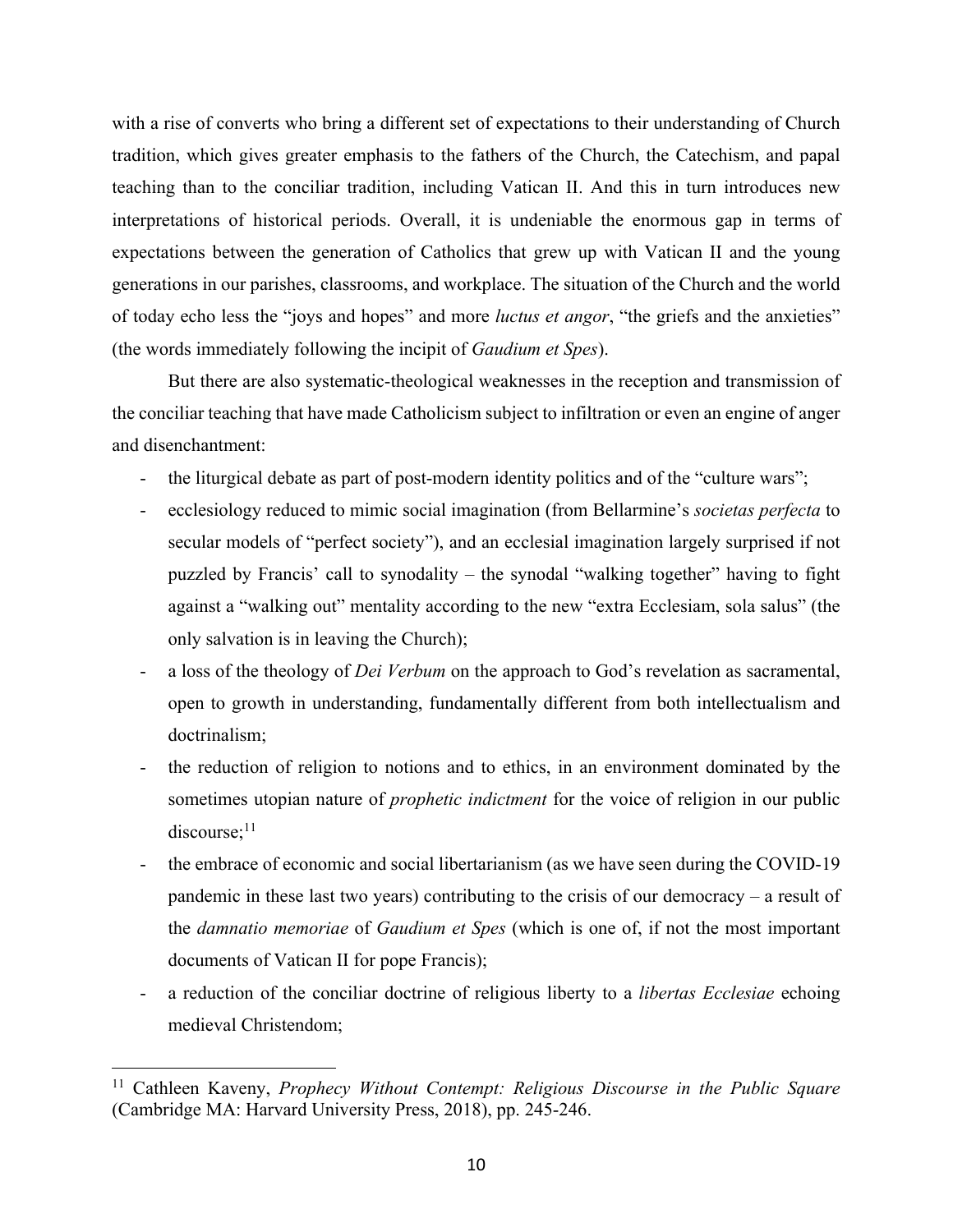with a rise of converts who bring a different set of expectations to their understanding of Church tradition, which gives greater emphasis to the fathers of the Church, the Catechism, and papal teaching than to the conciliar tradition, including Vatican II. And this in turn introduces new interpretations of historical periods. Overall, it is undeniable the enormous gap in terms of expectations between the generation of Catholics that grew up with Vatican II and the young generations in our parishes, classrooms, and workplace. The situation of the Church and the world of today echo less the "joys and hopes" and more *luctus et angor*, "the griefs and the anxieties" (the words immediately following the incipit of *Gaudium et Spes*).

But there are also systematic-theological weaknesses in the reception and transmission of the conciliar teaching that have made Catholicism subject to infiltration or even an engine of anger and disenchantment:

- the liturgical debate as part of post-modern identity politics and of the "culture wars";
- ecclesiology reduced to mimic social imagination (from Bellarmine's *societas perfecta* to secular models of "perfect society"), and an ecclesial imagination largely surprised if not puzzled by Francis' call to synodality – the synodal "walking together" having to fight against a "walking out" mentality according to the new "extra Ecclesiam, sola salus" (the only salvation is in leaving the Church);
- a loss of the theology of *Dei Verbum* on the approach to God's revelation as sacramental, open to growth in understanding, fundamentally different from both intellectualism and doctrinalism;
- the reduction of religion to notions and to ethics, in an environment dominated by the sometimes utopian nature of *prophetic indictment* for the voice of religion in our public discourse;[11]
- the embrace of economic and social libertarianism (as we have seen during the COVID-19 pandemic in these last two years) contributing to the crisis of our democracy – a result of the *damnatio memoriae* of *Gaudium et Spes* (which is one of, if not the most important documents of Vatican II for pope Francis);
- a reduction of the conciliar doctrine of religious liberty to a *libertas Ecclesiae* echoing medieval Christendom;

[11] Cathleen Kaveny, *Prophecy Without Contempt: Religious Discourse in the Public Square* (Cambridge MA: Harvard University Press, 2018), pp. 245-246.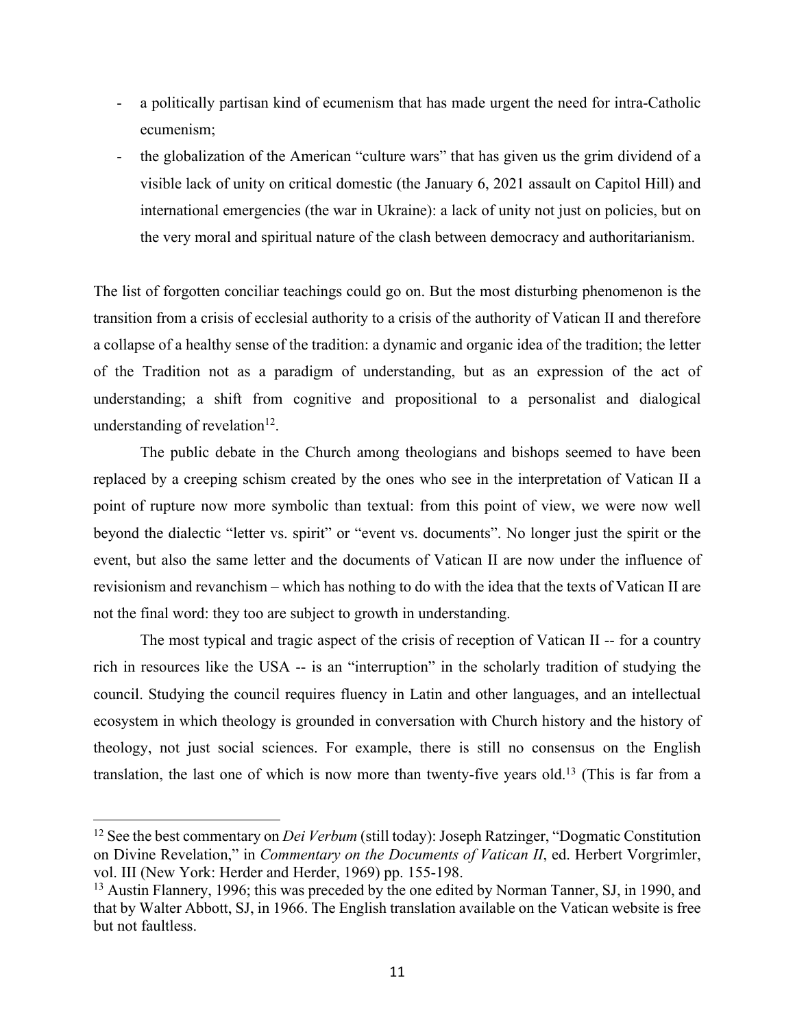- a politically partisan kind of ecumenism that has made urgent the need for intra-Catholic ecumenism;
- the globalization of the American "culture wars" that has given us the grim dividend of a visible lack of unity on critical domestic (the January 6, 2021 assault on Capitol Hill) and international emergencies (the war in Ukraine): a lack of unity not just on policies, but on the very moral and spiritual nature of the clash between democracy and authoritarianism.

The list of forgotten conciliar teachings could go on. But the most disturbing phenomenon is the transition from a crisis of ecclesial authority to a crisis of the authority of Vatican II and therefore a collapse of a healthy sense of the tradition: a dynamic and organic idea of the tradition; the letter of the Tradition not as a paradigm of understanding, but as an expression of the act of understanding; a shift from cognitive and propositional to a personalist and dialogical understanding of revelation[12].

The public debate in the Church among theologians and bishops seemed to have been replaced by a creeping schism created by the ones who see in the interpretation of Vatican II a point of rupture now more symbolic than textual: from this point of view, we were now well beyond the dialectic "letter vs. spirit" or "event vs. documents". No longer just the spirit or the event, but also the same letter and the documents of Vatican II are now under the influence of revisionism and revanchism – which has nothing to do with the idea that the texts of Vatican II are not the final word: they too are subject to growth in understanding.

The most typical and tragic aspect of the crisis of reception of Vatican II -- for a country rich in resources like the USA -- is an "interruption" in the scholarly tradition of studying the council. Studying the council requires fluency in Latin and other languages, and an intellectual ecosystem in which theology is grounded in conversation with Church history and the history of theology, not just social sciences. For example, there is still no consensus on the English translation, the last one of which is now more than twenty-five years old.[13] (This is far from a

[12] See the best commentary on *Dei Verbum* (still today): Joseph Ratzinger, "Dogmatic Constitution on Divine Revelation," in *Commentary on the Documents of Vatican II*, ed. Herbert Vorgrimler, vol. III (New York: Herder and Herder, 1969) pp. 155-198.

[13] Austin Flannery, 1996; this was preceded by the one edited by Norman Tanner, SJ, in 1990, and that by Walter Abbott, SJ, in 1966. The English translation available on the Vatican website is free but not faultless.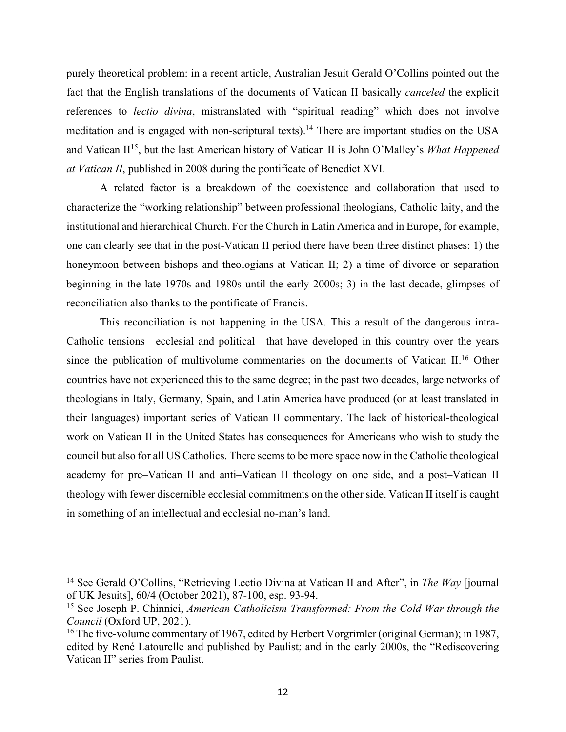purely theoretical problem: in a recent article, Australian Jesuit Gerald O'Collins pointed out the fact that the English translations of the documents of Vatican II basically *canceled* the explicit references to *lectio divina*, mistranslated with "spiritual reading" which does not involve meditation and is engaged with non-scriptural texts).[14] There are important studies on the USA and Vatican II[15], but the last American history of Vatican II is John O'Malley's *What Happened at Vatican II*, published in 2008 during the pontificate of Benedict XVI.

A related factor is a breakdown of the coexistence and collaboration that used to characterize the "working relationship" between professional theologians, Catholic laity, and the institutional and hierarchical Church. For the Church in Latin America and in Europe, for example, one can clearly see that in the post-Vatican II period there have been three distinct phases: 1) the honeymoon between bishops and theologians at Vatican II; 2) a time of divorce or separation beginning in the late 1970s and 1980s until the early 2000s; 3) in the last decade, glimpses of reconciliation also thanks to the pontificate of Francis.

This reconciliation is not happening in the USA. This a result of the dangerous intra-Catholic tensions—ecclesial and political—that have developed in this country over the years since the publication of multivolume commentaries on the documents of Vatican II.[16] Other countries have not experienced this to the same degree; in the past two decades, large networks of theologians in Italy, Germany, Spain, and Latin America have produced (or at least translated in their languages) important series of Vatican II commentary. The lack of historical-theological work on Vatican II in the United States has consequences for Americans who wish to study the council but also for all US Catholics. There seems to be more space now in the Catholic theological academy for pre–Vatican II and anti–Vatican II theology on one side, and a post–Vatican II theology with fewer discernible ecclesial commitments on the other side. Vatican II itself is caught in something of an intellectual and ecclesial no-man's land.

---

[14] See Gerald O'Collins, "Retrieving Lectio Divina at Vatican II and After", in *The Way* [journal of UK Jesuits], 60/4 (October 2021), 87-100, esp. 93-94.

[15] See Joseph P. Chinnici, *American Catholicism Transformed: From the Cold War through the Council* (Oxford UP, 2021).

[16] The five-volume commentary of 1967, edited by Herbert Vorgrimler (original German); in 1987, edited by René Latourelle and published by Paulist; and in the early 2000s, the "Rediscovering Vatican II" series from Paulist.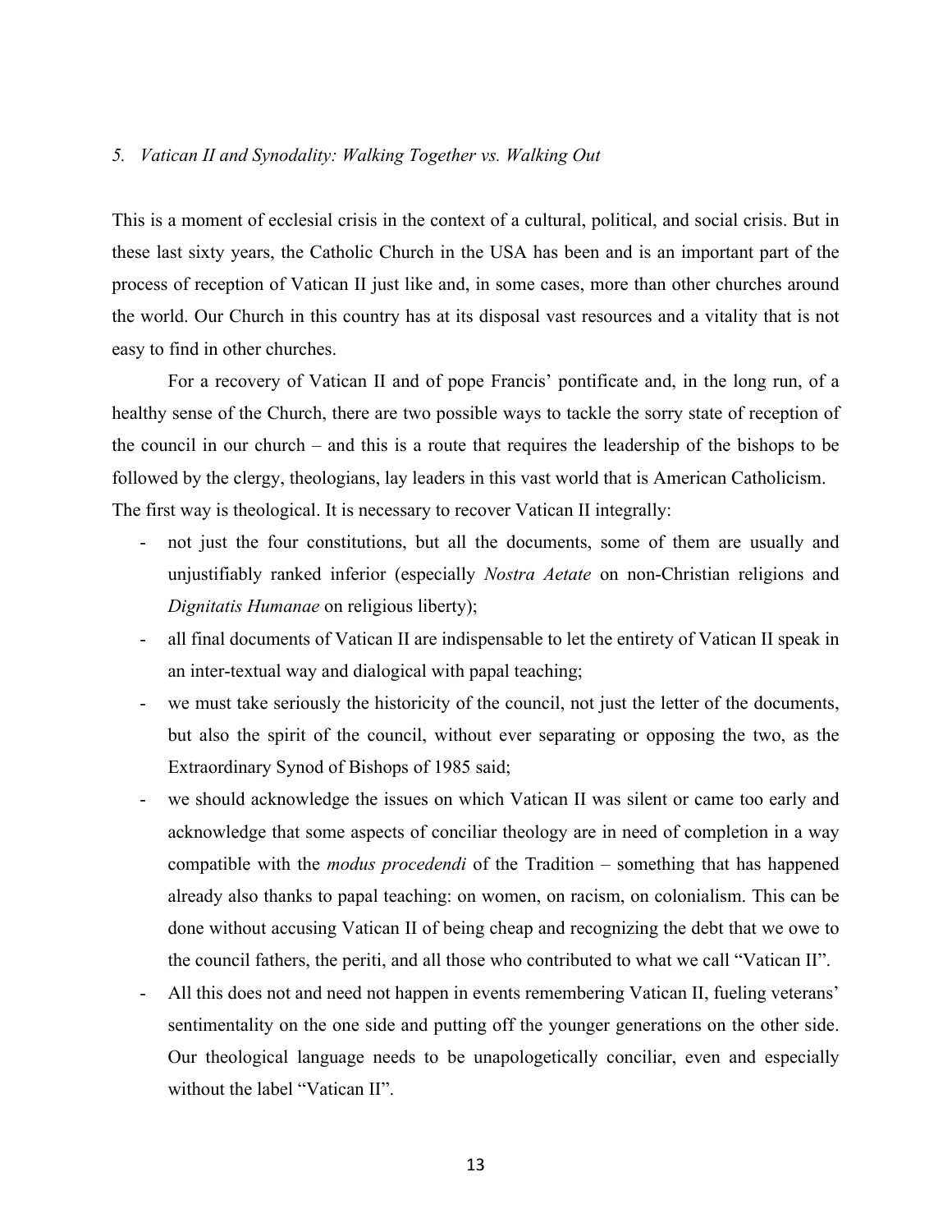*5. Vatican II and Synodality: Walking Together vs. Walking Out*

This is a moment of ecclesial crisis in the context of a cultural, political, and social crisis. But in these last sixty years, the Catholic Church in the USA has been and is an important part of the process of reception of Vatican II just like and, in some cases, more than other churches around the world. Our Church in this country has at its disposal vast resources and a vitality that is not easy to find in other churches.

For a recovery of Vatican II and of pope Francis' pontificate and, in the long run, of a healthy sense of the Church, there are two possible ways to tackle the sorry state of reception of the council in our church – and this is a route that requires the leadership of the bishops to be followed by the clergy, theologians, lay leaders in this vast world that is American Catholicism. The first way is theological. It is necessary to recover Vatican II integrally:

- not just the four constitutions, but all the documents, some of them are usually and unjustifiably ranked inferior (especially *Nostra Aetate* on non-Christian religions and *Dignitatis Humanae* on religious liberty);
- all final documents of Vatican II are indispensable to let the entirety of Vatican II speak in an inter-textual way and dialogical with papal teaching;
- we must take seriously the historicity of the council, not just the letter of the documents, but also the spirit of the council, without ever separating or opposing the two, as the Extraordinary Synod of Bishops of 1985 said;
- we should acknowledge the issues on which Vatican II was silent or came too early and acknowledge that some aspects of conciliar theology are in need of completion in a way compatible with the *modus procedendi* of the Tradition – something that has happened already also thanks to papal teaching: on women, on racism, on colonialism. This can be done without accusing Vatican II of being cheap and recognizing the debt that we owe to the council fathers, the periti, and all those who contributed to what we call "Vatican II".
- All this does not and need not happen in events remembering Vatican II, fueling veterans' sentimentality on the one side and putting off the younger generations on the other side. Our theological language needs to be unapologetically conciliar, even and especially without the label "Vatican II".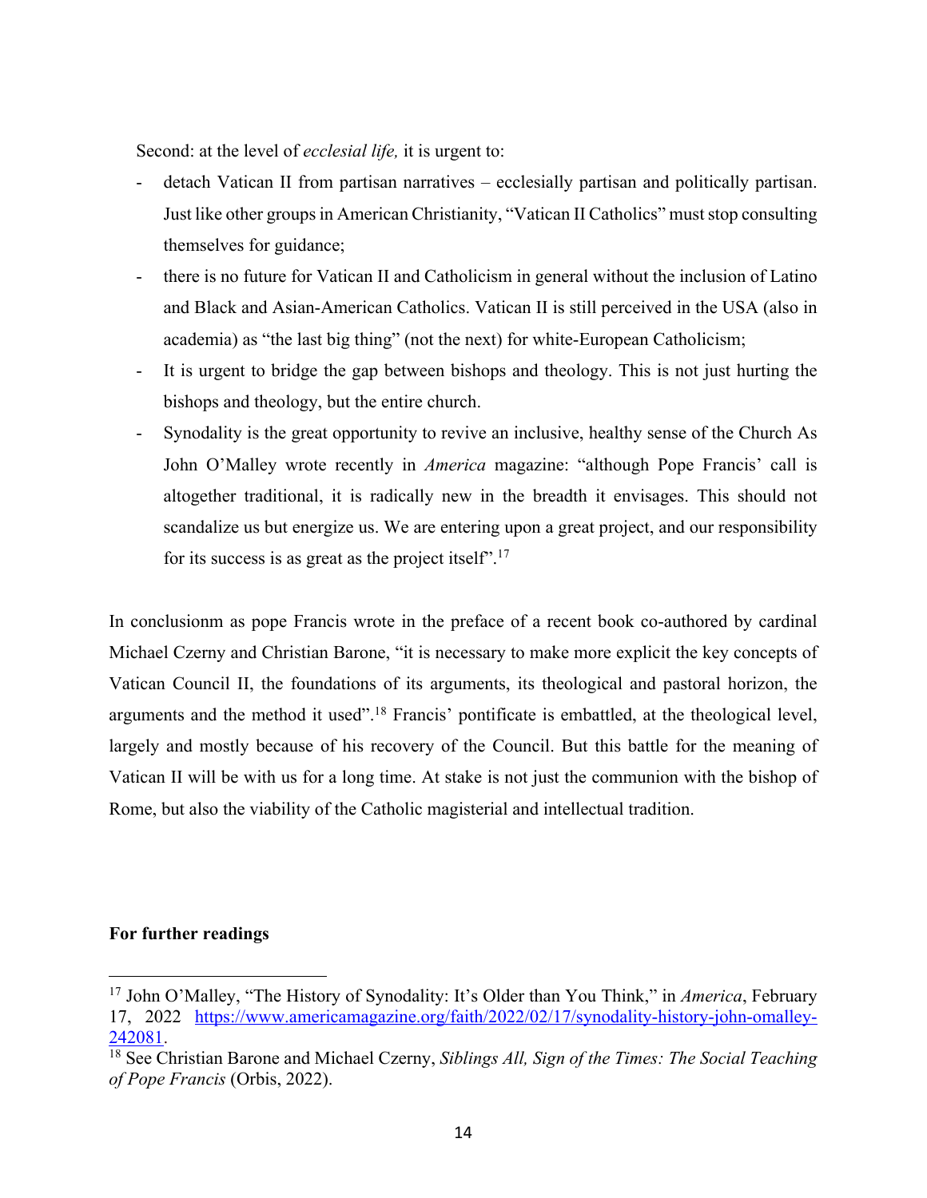Second: at the level of *ecclesial life,* it is urgent to:

- detach Vatican II from partisan narratives – ecclesially partisan and politically partisan. Just like other groups in American Christianity, "Vatican II Catholics" must stop consulting themselves for guidance;
- there is no future for Vatican II and Catholicism in general without the inclusion of Latino and Black and Asian-American Catholics. Vatican II is still perceived in the USA (also in academia) as "the last big thing" (not the next) for white-European Catholicism;
- It is urgent to bridge the gap between bishops and theology. This is not just hurting the bishops and theology, but the entire church.
- Synodality is the great opportunity to revive an inclusive, healthy sense of the Church As John O'Malley wrote recently in *America* magazine: "although Pope Francis' call is altogether traditional, it is radically new in the breadth it envisages. This should not scandalize us but energize us. We are entering upon a great project, and our responsibility for its success is as great as the project itself".[17]

In conclusionm as pope Francis wrote in the preface of a recent book co-authored by cardinal Michael Czerny and Christian Barone, "it is necessary to make more explicit the key concepts of Vatican Council II, the foundations of its arguments, its theological and pastoral horizon, the arguments and the method it used".[18] Francis' pontificate is embattled, at the theological level, largely and mostly because of his recovery of the Council. But this battle for the meaning of Vatican II will be with us for a long time. At stake is not just the communion with the bishop of Rome, but also the viability of the Catholic magisterial and intellectual tradition.

**For further readings**

---

[17] John O'Malley, "The History of Synodality: It's Older than You Think," in *America*, February 17, 2022 https://www.americamagazine.org/faith/2022/02/17/synodality-history-john-omalley-242081.

[18] See Christian Barone and Michael Czerny, *Siblings All, Sign of the Times: The Social Teaching of Pope Francis* (Orbis, 2022).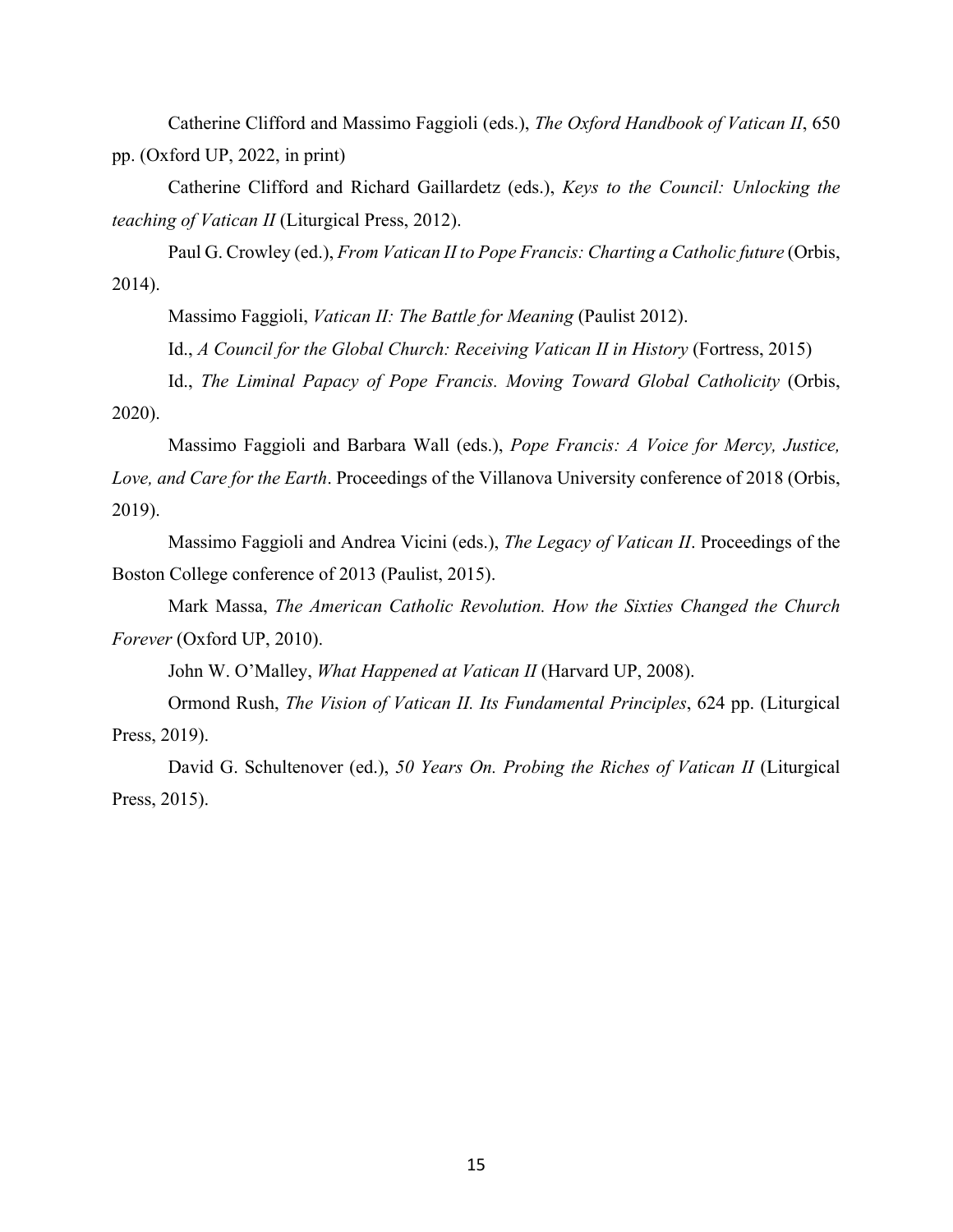Catherine Clifford and Massimo Faggioli (eds.), *The Oxford Handbook of Vatican II*, 650 pp. (Oxford UP, 2022, in print)

Catherine Clifford and Richard Gaillardetz (eds.), *Keys to the Council: Unlocking the teaching of Vatican II* (Liturgical Press, 2012).

Paul G. Crowley (ed.), *From Vatican II to Pope Francis: Charting a Catholic future* (Orbis, 2014).

Massimo Faggioli, *Vatican II: The Battle for Meaning* (Paulist 2012).

Id., *A Council for the Global Church: Receiving Vatican II in History* (Fortress, 2015)

Id., *The Liminal Papacy of Pope Francis. Moving Toward Global Catholicity* (Orbis, 2020).

Massimo Faggioli and Barbara Wall (eds.), *Pope Francis: A Voice for Mercy, Justice, Love, and Care for the Earth*. Proceedings of the Villanova University conference of 2018 (Orbis, 2019).

Massimo Faggioli and Andrea Vicini (eds.), *The Legacy of Vatican II*. Proceedings of the Boston College conference of 2013 (Paulist, 2015).

Mark Massa, *The American Catholic Revolution. How the Sixties Changed the Church Forever* (Oxford UP, 2010).

John W. O'Malley, *What Happened at Vatican II* (Harvard UP, 2008).

Ormond Rush, *The Vision of Vatican II. Its Fundamental Principles*, 624 pp. (Liturgical Press, 2019).

David G. Schultenover (ed.), *50 Years On. Probing the Riches of Vatican II* (Liturgical Press, 2015).